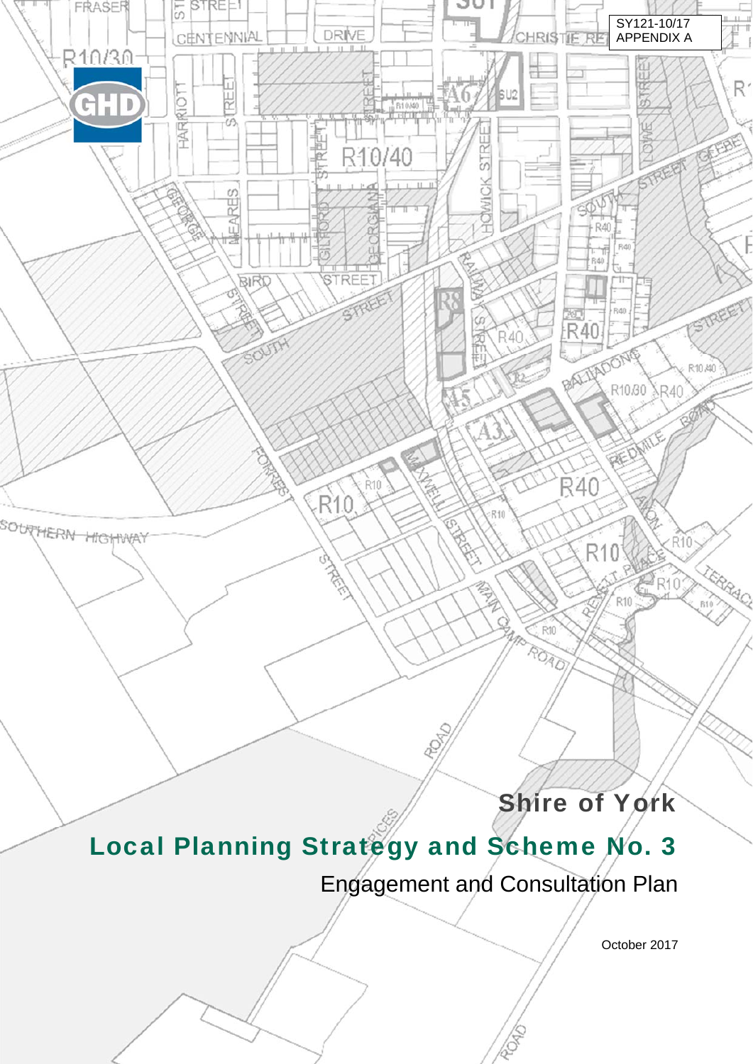SY121-10/17
APPENDIX A

# Shire of York

## Local Planning Strategy and Scheme No. 3

Engagement and Consultation Plan

October 2017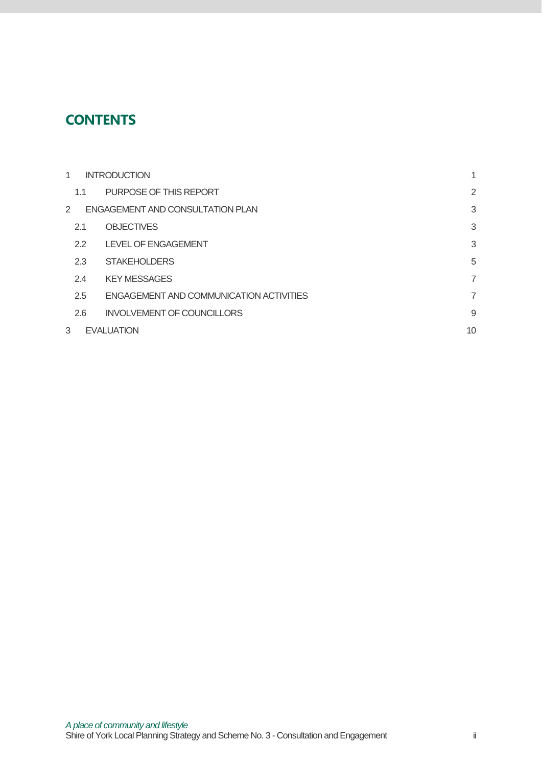# CONTENTS

| | | |
|---|---|---|
| 1 | INTRODUCTION | 1 |
| 1.1 | PURPOSE OF THIS REPORT | 2 |
| 2 | ENGAGEMENT AND CONSULTATION PLAN | 3 |
| 2.1 | OBJECTIVES | 3 |
| 2.2 | LEVEL OF ENGAGEMENT | 3 |
| 2.3 | STAKEHOLDERS | 5 |
| 2.4 | KEY MESSAGES | 7 |
| 2.5 | ENGAGEMENT AND COMMUNICATION ACTIVITIES | 7 |
| 2.6 | INVOLVEMENT OF COUNCILLORS | 9 |
| 3 | EVALUATION | 10 |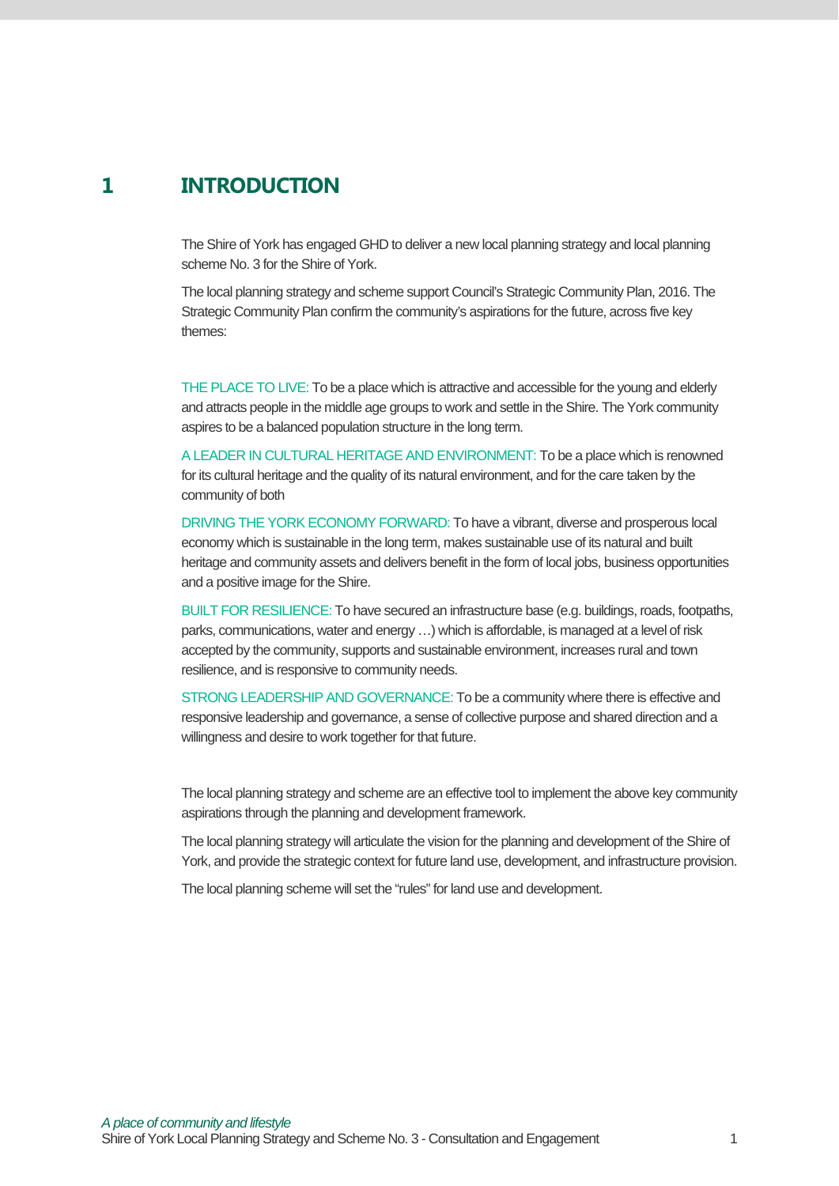# 1 INTRODUCTION

The Shire of York has engaged GHD to deliver a new local planning strategy and local planning scheme No. 3 for the Shire of York.

The local planning strategy and scheme support Council's Strategic Community Plan, 2016. The Strategic Community Plan confirm the community's aspirations for the future, across five key themes:

THE PLACE TO LIVE: To be a place which is attractive and accessible for the young and elderly and attracts people in the middle age groups to work and settle in the Shire. The York community aspires to be a balanced population structure in the long term.

A LEADER IN CULTURAL HERITAGE AND ENVIRONMENT: To be a place which is renowned for its cultural heritage and the quality of its natural environment, and for the care taken by the community of both

DRIVING THE YORK ECONOMY FORWARD: To have a vibrant, diverse and prosperous local economy which is sustainable in the long term, makes sustainable use of its natural and built heritage and community assets and delivers benefit in the form of local jobs, business opportunities and a positive image for the Shire.

BUILT FOR RESILIENCE: To have secured an infrastructure base (e.g. buildings, roads, footpaths, parks, communications, water and energy …) which is affordable, is managed at a level of risk accepted by the community, supports and sustainable environment, increases rural and town resilience, and is responsive to community needs.

STRONG LEADERSHIP AND GOVERNANCE: To be a community where there is effective and responsive leadership and governance, a sense of collective purpose and shared direction and a willingness and desire to work together for that future.

The local planning strategy and scheme are an effective tool to implement the above key community aspirations through the planning and development framework.

The local planning strategy will articulate the vision for the planning and development of the Shire of York, and provide the strategic context for future land use, development, and infrastructure provision.

The local planning scheme will set the "rules" for land use and development.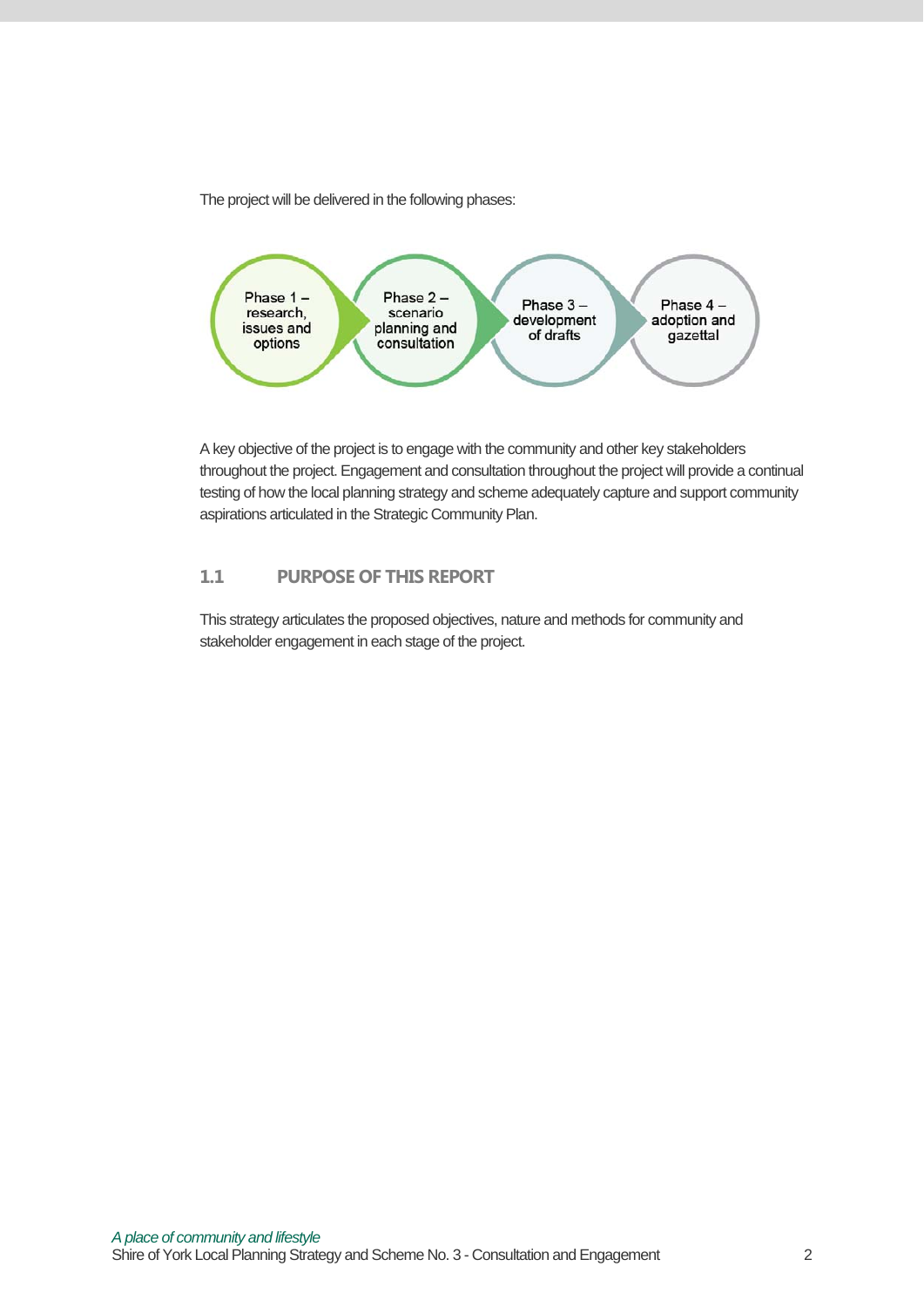The project will be delivered in the following phases:

Phase 1 – research, issues and options

Phase 2 – scenario planning and consultation

Phase 3 – development of drafts

Phase 4 – adoption and gazettal

A key objective of the project is to engage with the community and other key stakeholders throughout the project. Engagement and consultation throughout the project will provide a continual testing of how the local planning strategy and scheme adequately capture and support community aspirations articulated in the Strategic Community Plan.

## 1.1 PURPOSE OF THIS REPORT

This strategy articulates the proposed objectives, nature and methods for community and stakeholder engagement in each stage of the project.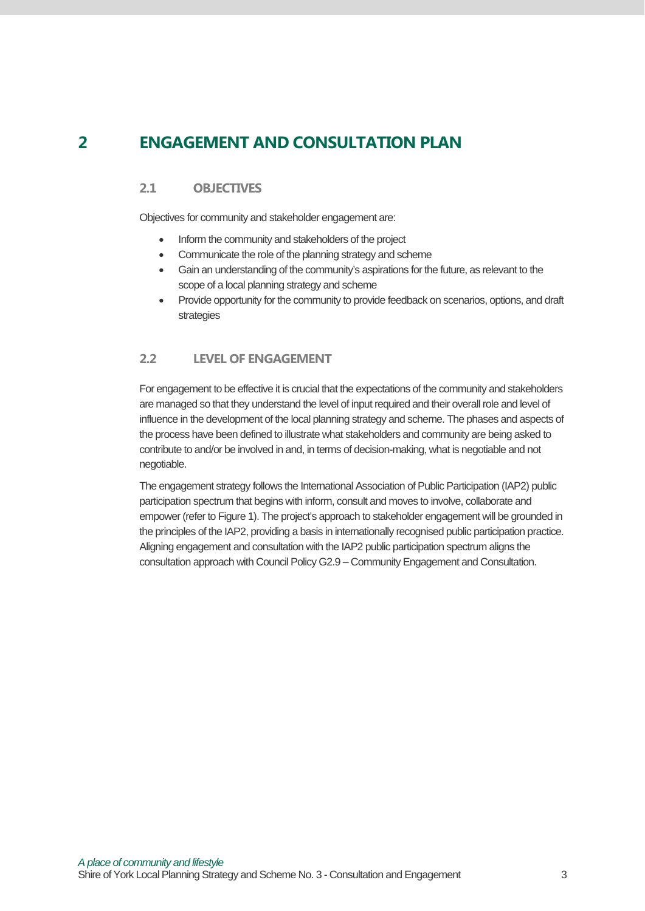# 2 ENGAGEMENT AND CONSULTATION PLAN

## 2.1 OBJECTIVES

Objectives for community and stakeholder engagement are:

- Inform the community and stakeholders of the project
- Communicate the role of the planning strategy and scheme
- Gain an understanding of the community's aspirations for the future, as relevant to the scope of a local planning strategy and scheme
- Provide opportunity for the community to provide feedback on scenarios, options, and draft strategies

## 2.2 LEVEL OF ENGAGEMENT

For engagement to be effective it is crucial that the expectations of the community and stakeholders are managed so that they understand the level of input required and their overall role and level of influence in the development of the local planning strategy and scheme. The phases and aspects of the process have been defined to illustrate what stakeholders and community are being asked to contribute to and/or be involved in and, in terms of decision-making, what is negotiable and not negotiable.

The engagement strategy follows the International Association of Public Participation (IAP2) public participation spectrum that begins with inform, consult and moves to involve, collaborate and empower (refer to Figure 1). The project's approach to stakeholder engagement will be grounded in the principles of the IAP2, providing a basis in internationally recognised public participation practice. Aligning engagement and consultation with the IAP2 public participation spectrum aligns the consultation approach with Council Policy G2.9 – Community Engagement and Consultation.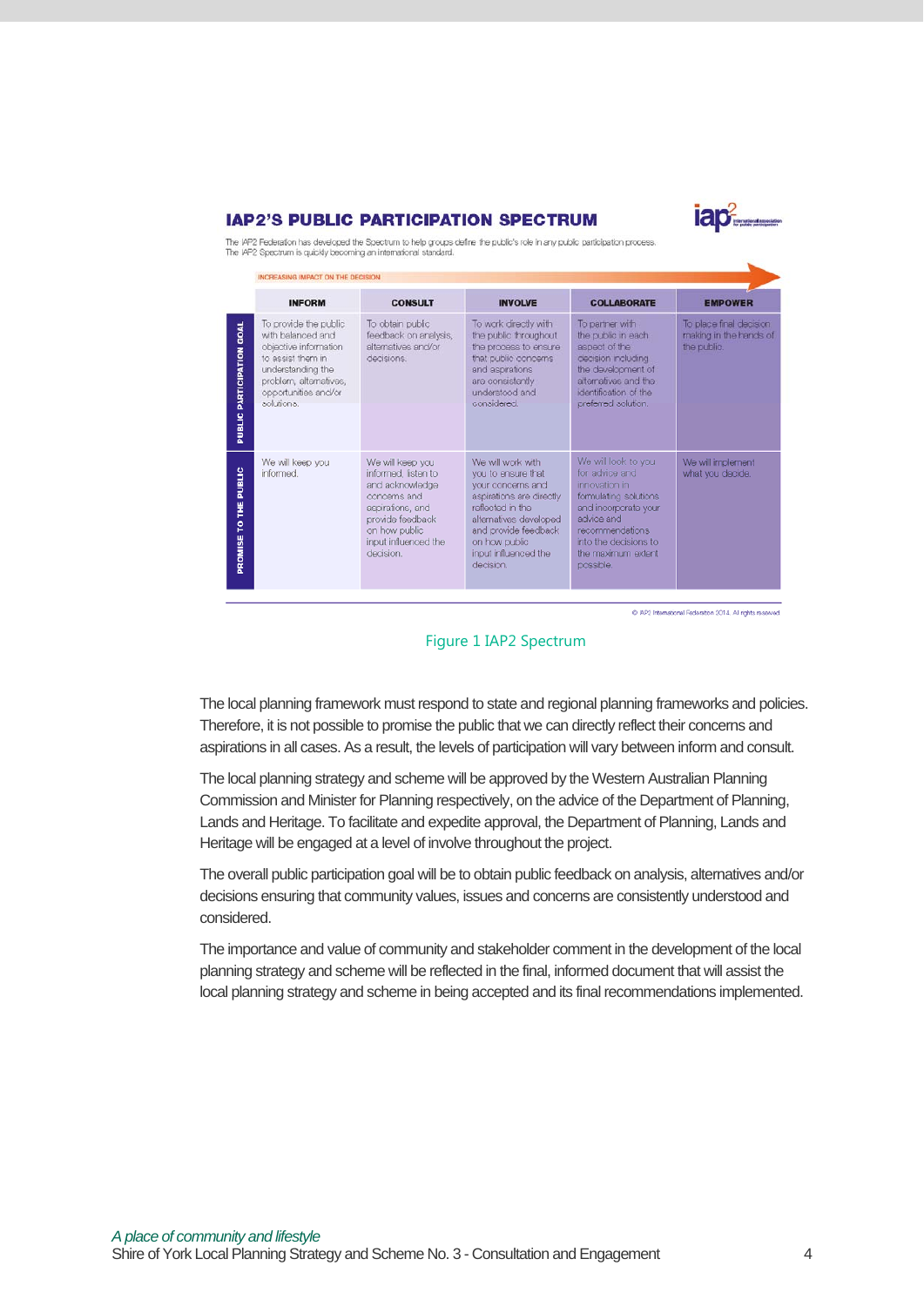## IAP2'S PUBLIC PARTICIPATION SPECTRUM

The IAP2 Federation has developed the Spectrum to help groups define the public's role in any public participation process. The IAP2 Spectrum is quickly becoming an international standard.

INCREASING IMPACT ON THE DECISION

| | INFORM | CONSULT | INVOLVE | COLLABORATE | EMPOWER |
|---|---|---|---|---|---|
| PUBLIC PARTICIPATION GOAL | To provide the public with balanced and objective information to assist them in understanding the problem, alternatives, opportunities and/or solutions. | To obtain public feedback on analysis, alternatives and/or decisions. | To work directly with the public throughout the process to ensure that public concerns and aspirations are consistently understood and considered. | To partner with the public in each aspect of the decision including the development of alternatives and the identification of the preferred solution. | To place final decision making in the hands of the public. |
| PROMISE TO THE PUBLIC | We will keep you informed. | We will keep you informed, listen to and acknowledge concerns and aspirations, and provide feedback on how public input influenced the decision. | We will work with you to ensure that your concerns and aspirations are directly reflected in the alternatives developed and provide feedback on how public input influenced the decision. | We will look to you for advice and innovation in formulating solutions and incorporate your advice and recommendations into the decisions to the maximum extent possible. | We will implement what you decide. |

© IAP2 International Federation 2014. All rights reserved.

Figure 1 IAP2 Spectrum

The local planning framework must respond to state and regional planning frameworks and policies. Therefore, it is not possible to promise the public that we can directly reflect their concerns and aspirations in all cases. As a result, the levels of participation will vary between inform and consult.

The local planning strategy and scheme will be approved by the Western Australian Planning Commission and Minister for Planning respectively, on the advice of the Department of Planning, Lands and Heritage. To facilitate and expedite approval, the Department of Planning, Lands and Heritage will be engaged at a level of involve throughout the project.

The overall public participation goal will be to obtain public feedback on analysis, alternatives and/or decisions ensuring that community values, issues and concerns are consistently understood and considered.

The importance and value of community and stakeholder comment in the development of the local planning strategy and scheme will be reflected in the final, informed document that will assist the local planning strategy and scheme in being accepted and its final recommendations implemented.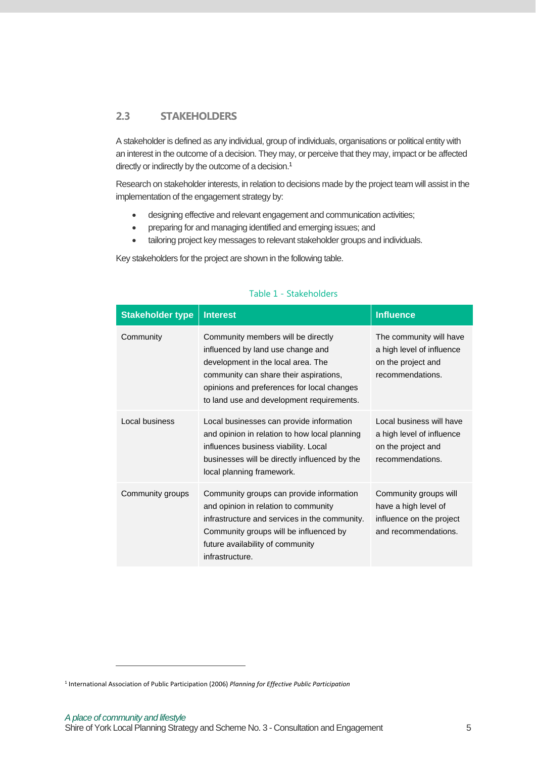## 2.3 STAKEHOLDERS

A stakeholder is defined as any individual, group of individuals, organisations or political entity with an interest in the outcome of a decision. They may, or perceive that they may, impact or be affected directly or indirectly by the outcome of a decision.[1]

Research on stakeholder interests, in relation to decisions made by the project team will assist in the implementation of the engagement strategy by:

- designing effective and relevant engagement and communication activities;
- preparing for and managing identified and emerging issues; and
- tailoring project key messages to relevant stakeholder groups and individuals.

Key stakeholders for the project are shown in the following table.

Table 1 - Stakeholders

| Stakeholder type | Interest | Influence |
|---|---|---|
| Community | Community members will be directly influenced by land use change and development in the local area. The community can share their aspirations, opinions and preferences for local changes to land use and development requirements. | The community will have a high level of influence on the project and recommendations. |
| Local business | Local businesses can provide information and opinion in relation to how local planning influences business viability. Local businesses will be directly influenced by the local planning framework. | Local business will have a high level of influence on the project and recommendations. |
| Community groups | Community groups can provide information and opinion in relation to community infrastructure and services in the community. Community groups will be influenced by future availability of community infrastructure. | Community groups will have a high level of influence on the project and recommendations. |

[1] International Association of Public Participation (2006) *Planning for Effective Public Participation*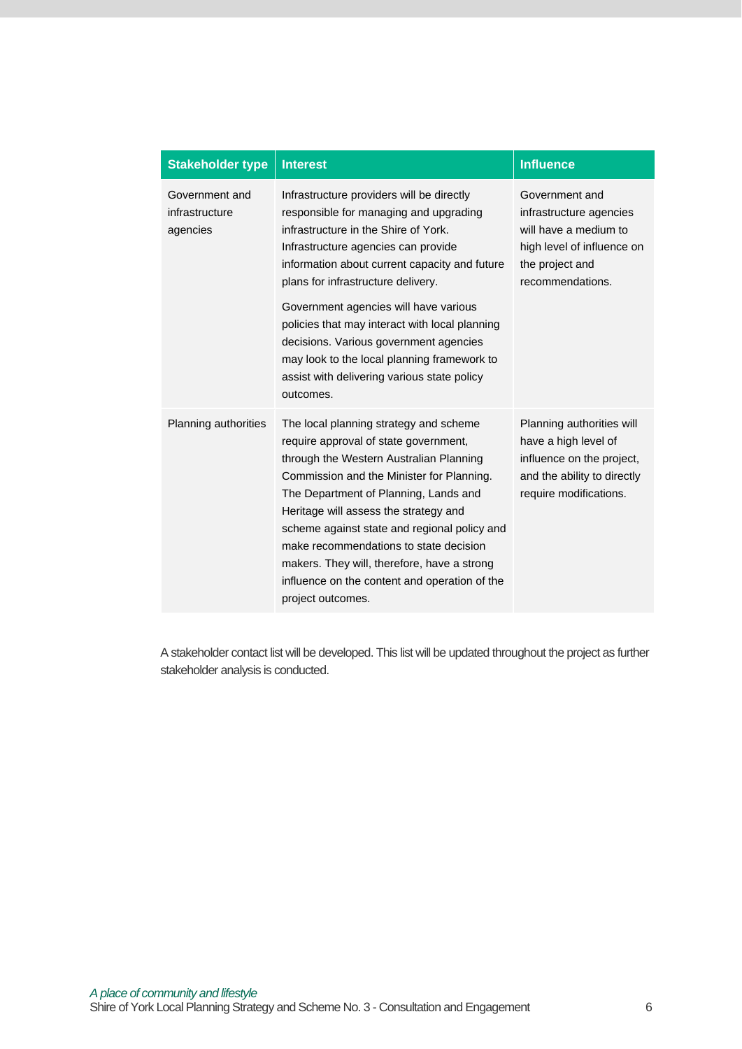| Stakeholder type | Interest | Influence |
|---|---|---|
| Government and infrastructure agencies | Infrastructure providers will be directly responsible for managing and upgrading infrastructure in the Shire of York. Infrastructure agencies can provide information about current capacity and future plans for infrastructure delivery.<br><br>Government agencies will have various policies that may interact with local planning decisions. Various government agencies may look to the local planning framework to assist with delivering various state policy outcomes. | Government and infrastructure agencies will have a medium to high level of influence on the project and recommendations. |
| Planning authorities | The local planning strategy and scheme require approval of state government, through the Western Australian Planning Commission and the Minister for Planning. The Department of Planning, Lands and Heritage will assess the strategy and scheme against state and regional policy and make recommendations to state decision makers. They will, therefore, have a strong influence on the content and operation of the project outcomes. | Planning authorities will have a high level of influence on the project, and the ability to directly require modifications. |

A stakeholder contact list will be developed. This list will be updated throughout the project as further stakeholder analysis is conducted.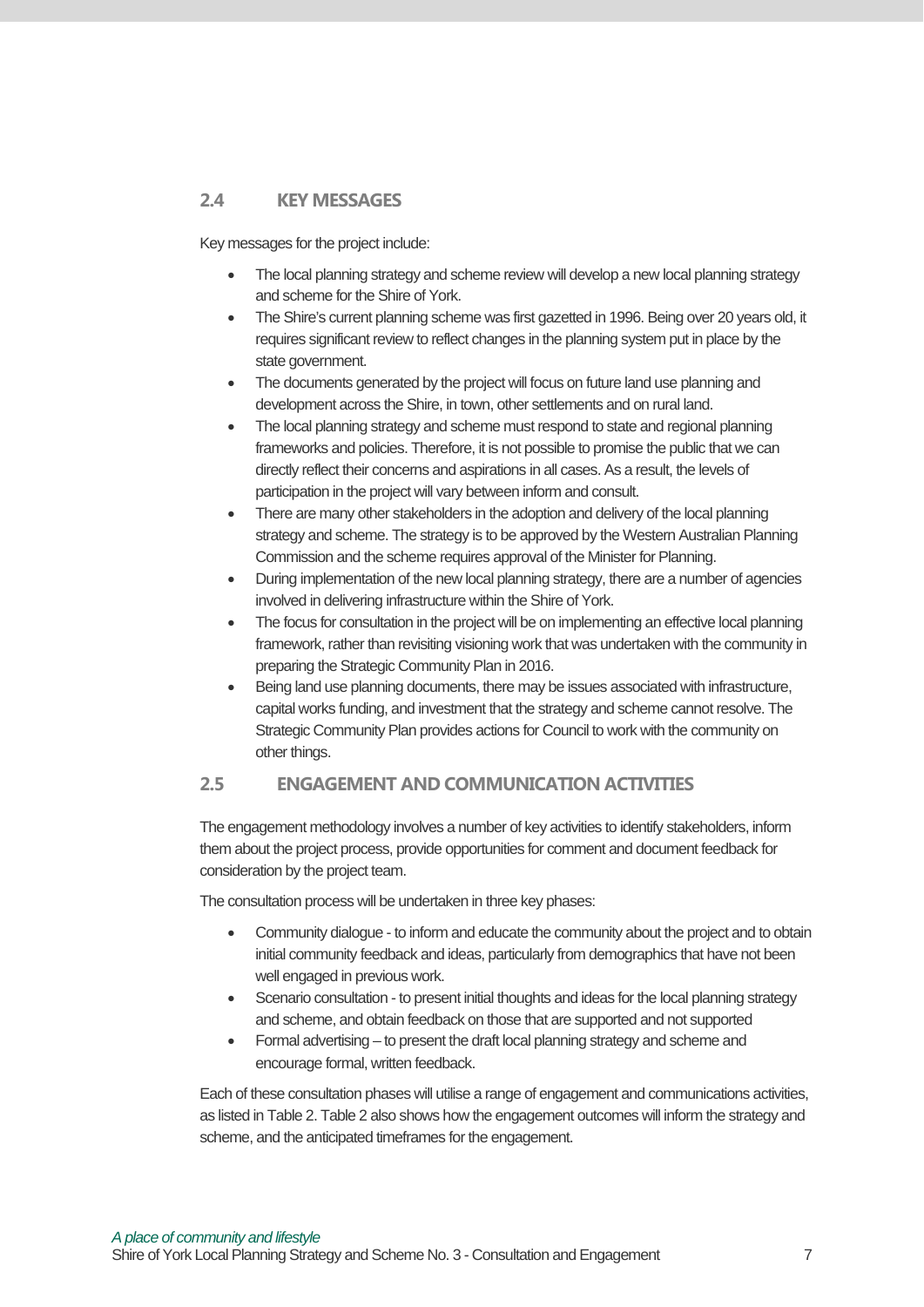## 2.4 KEY MESSAGES

Key messages for the project include:

- The local planning strategy and scheme review will develop a new local planning strategy and scheme for the Shire of York.
- The Shire's current planning scheme was first gazetted in 1996. Being over 20 years old, it requires significant review to reflect changes in the planning system put in place by the state government.
- The documents generated by the project will focus on future land use planning and development across the Shire, in town, other settlements and on rural land.
- The local planning strategy and scheme must respond to state and regional planning frameworks and policies. Therefore, it is not possible to promise the public that we can directly reflect their concerns and aspirations in all cases. As a result, the levels of participation in the project will vary between inform and consult.
- There are many other stakeholders in the adoption and delivery of the local planning strategy and scheme. The strategy is to be approved by the Western Australian Planning Commission and the scheme requires approval of the Minister for Planning.
- During implementation of the new local planning strategy, there are a number of agencies involved in delivering infrastructure within the Shire of York.
- The focus for consultation in the project will be on implementing an effective local planning framework, rather than revisiting visioning work that was undertaken with the community in preparing the Strategic Community Plan in 2016.
- Being land use planning documents, there may be issues associated with infrastructure, capital works funding, and investment that the strategy and scheme cannot resolve. The Strategic Community Plan provides actions for Council to work with the community on other things.

## 2.5 ENGAGEMENT AND COMMUNICATION ACTIVITIES

The engagement methodology involves a number of key activities to identify stakeholders, inform them about the project process, provide opportunities for comment and document feedback for consideration by the project team.

The consultation process will be undertaken in three key phases:

- Community dialogue - to inform and educate the community about the project and to obtain initial community feedback and ideas, particularly from demographics that have not been well engaged in previous work.
- Scenario consultation - to present initial thoughts and ideas for the local planning strategy and scheme, and obtain feedback on those that are supported and not supported
- Formal advertising – to present the draft local planning strategy and scheme and encourage formal, written feedback.

Each of these consultation phases will utilise a range of engagement and communications activities, as listed in Table 2. Table 2 also shows how the engagement outcomes will inform the strategy and scheme, and the anticipated timeframes for the engagement.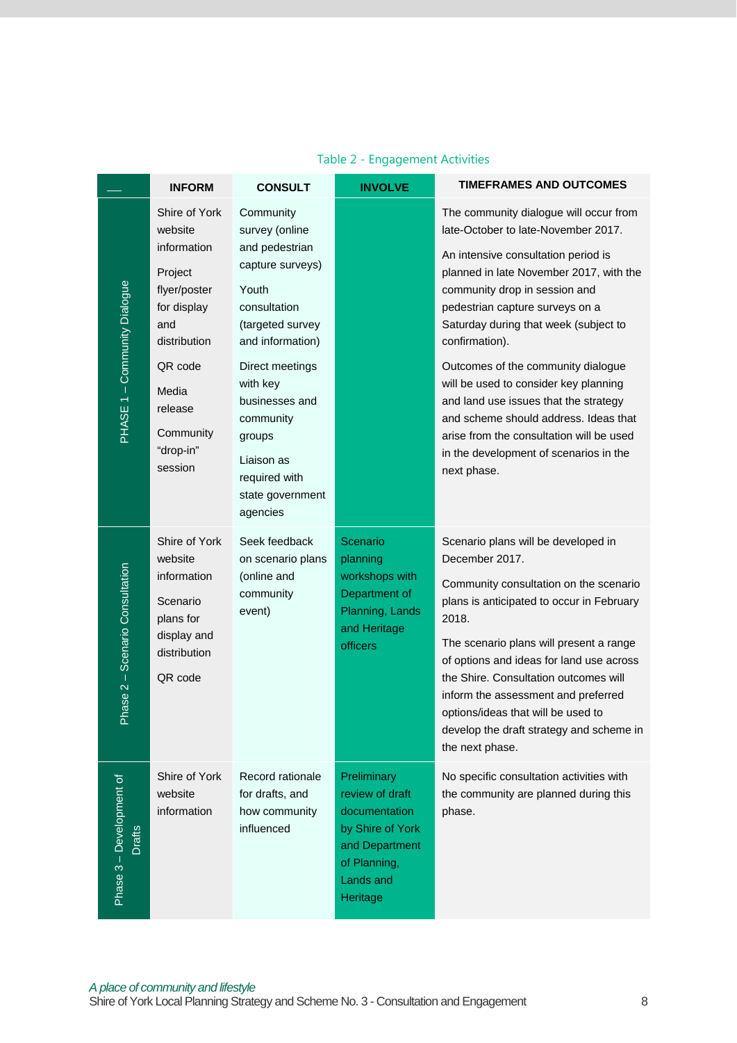Table 2 - Engagement Activities

| — | INFORM | CONSULT | INVOLVE | TIMEFRAMES AND OUTCOMES |
|---|---|---|---|---|
| PHASE 1 – Community Dialogue | Shire of York website information<br><br>Project flyer/poster for display and distribution<br><br>QR code<br><br>Media release<br><br>Community “drop-in” session | Community survey (online and pedestrian capture surveys)<br><br>Youth consultation (targeted survey and information)<br><br>Direct meetings with key businesses and community groups<br><br>Liaison as required with state government agencies | | The community dialogue will occur from late-October to late-November 2017.<br><br>An intensive consultation period is planned in late November 2017, with the community drop in session and pedestrian capture surveys on a Saturday during that week (subject to confirmation).<br><br>Outcomes of the community dialogue will be used to consider key planning and land use issues that the strategy and scheme should address. Ideas that arise from the consultation will be used in the development of scenarios in the next phase. |
| Phase 2 – Scenario Consultation | Shire of York website information<br><br>Scenario plans for display and distribution<br><br>QR code | Seek feedback on scenario plans (online and community event) | Scenario planning workshops with Department of Planning, Lands and Heritage officers | Scenario plans will be developed in December 2017.<br><br>Community consultation on the scenario plans is anticipated to occur in February 2018.<br><br>The scenario plans will present a range of options and ideas for land use across the Shire. Consultation outcomes will inform the assessment and preferred options/ideas that will be used to develop the draft strategy and scheme in the next phase. |
| Phase 3 – Development of Drafts | Shire of York website information | Record rationale for drafts, and how community influenced | Preliminary review of draft documentation by Shire of York and Department of Planning, Lands and Heritage | No specific consultation activities with the community are planned during this phase. |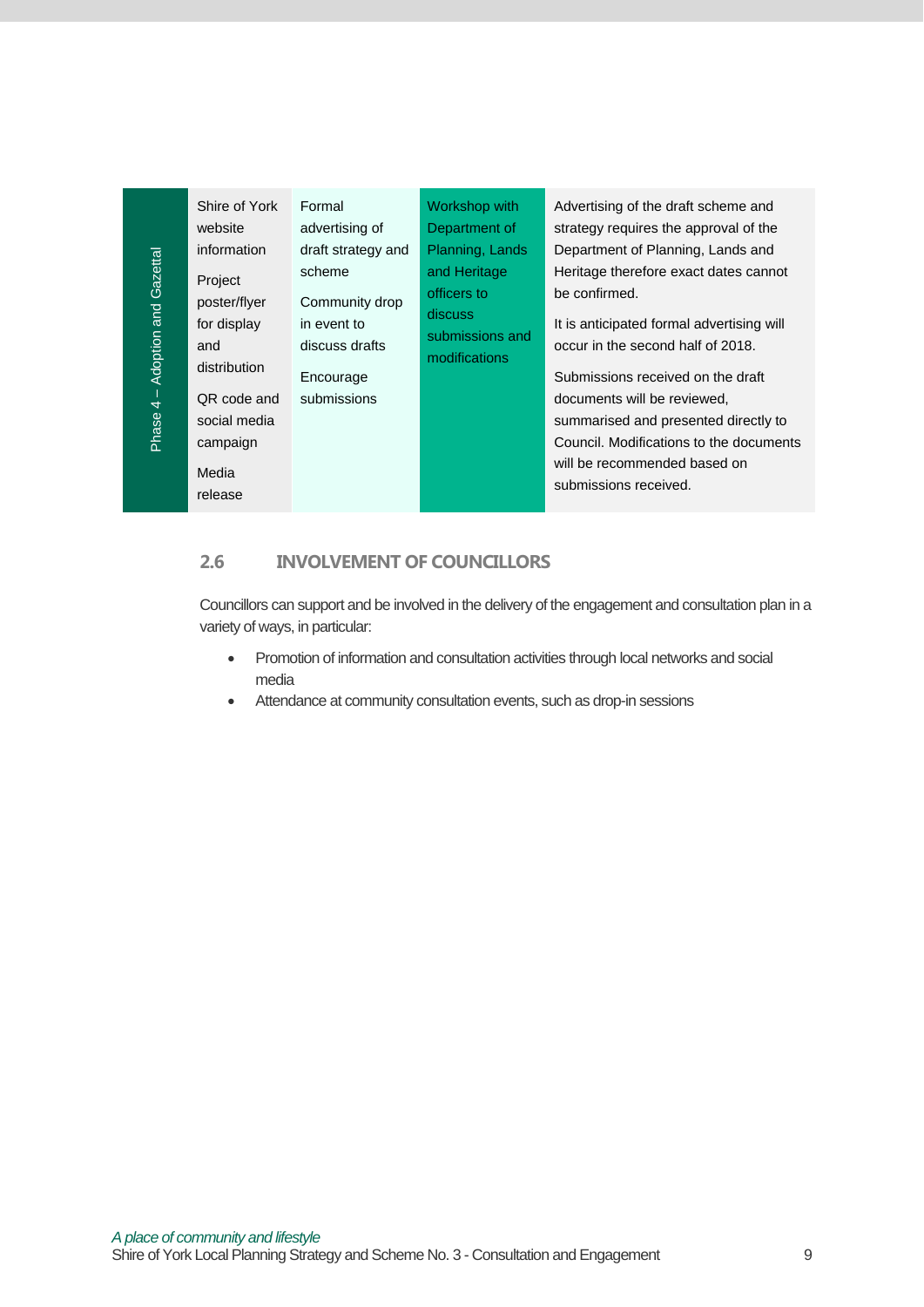| Phase 4 – Adoption and Gazettal | Shire of York website information<br><br>Project poster/flyer for display and distribution<br><br>QR code and social media campaign<br><br>Media release | Formal advertising of draft strategy and scheme<br><br>Community drop in event to discuss drafts<br><br>Encourage submissions | Workshop with Department of Planning, Lands and Heritage officers to discuss submissions and modifications | Advertising of the draft scheme and strategy requires the approval of the Department of Planning, Lands and Heritage therefore exact dates cannot be confirmed.<br><br>It is anticipated formal advertising will occur in the second half of 2018.<br><br>Submissions received on the draft documents will be reviewed, summarised and presented directly to Council. Modifications to the documents will be recommended based on submissions received. |
|---|---|---|---|---|

## 2.6 INVOLVEMENT OF COUNCILLORS

Councillors can support and be involved in the delivery of the engagement and consultation plan in a variety of ways, in particular:

- Promotion of information and consultation activities through local networks and social media
- Attendance at community consultation events, such as drop-in sessions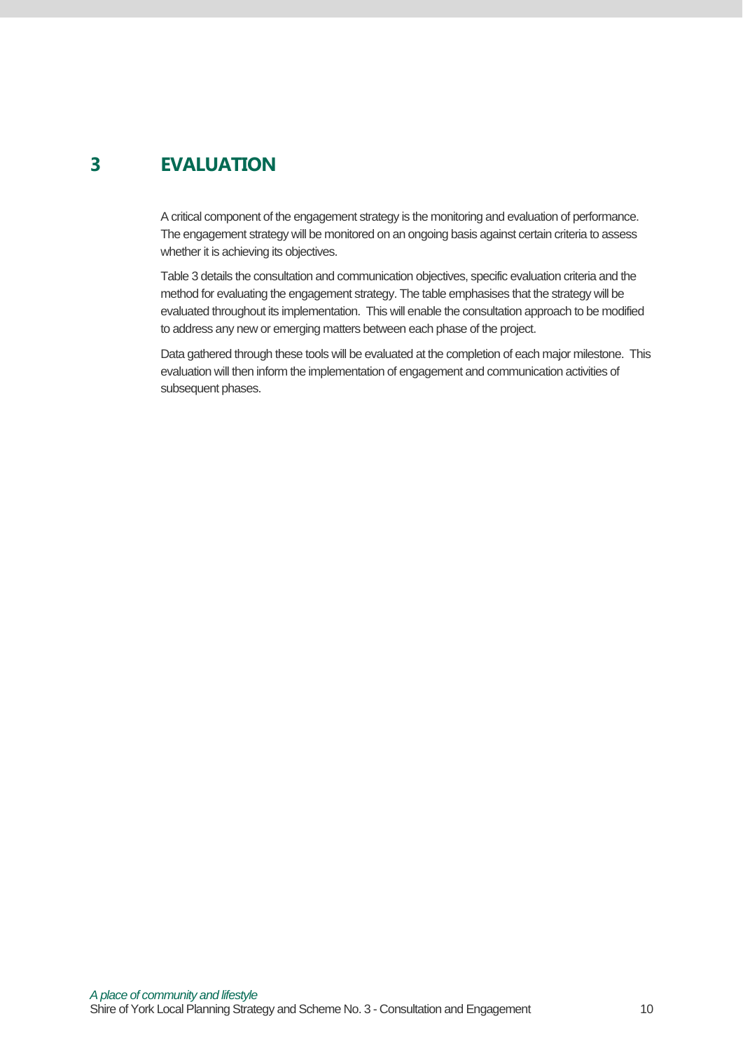# 3 EVALUATION

A critical component of the engagement strategy is the monitoring and evaluation of performance. The engagement strategy will be monitored on an ongoing basis against certain criteria to assess whether it is achieving its objectives.

Table 3 details the consultation and communication objectives, specific evaluation criteria and the method for evaluating the engagement strategy. The table emphasises that the strategy will be evaluated throughout its implementation. This will enable the consultation approach to be modified to address any new or emerging matters between each phase of the project.

Data gathered through these tools will be evaluated at the completion of each major milestone. This evaluation will then inform the implementation of engagement and communication activities of subsequent phases.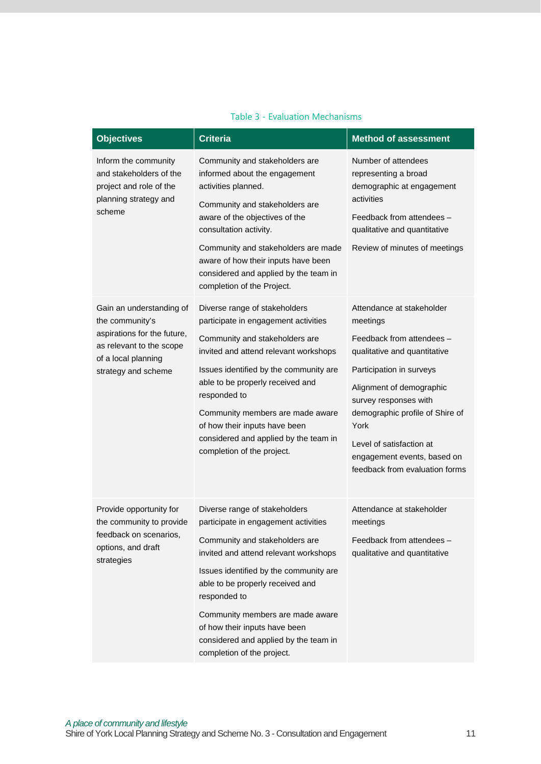Table 3 - Evaluation Mechanisms

| Objectives | Criteria | Method of assessment |
|---|---|---|
| Inform the community and stakeholders of the project and role of the planning strategy and scheme | Community and stakeholders are informed about the engagement activities planned.<br><br>Community and stakeholders are aware of the objectives of the consultation activity.<br><br>Community and stakeholders are made aware of how their inputs have been considered and applied by the team in completion of the Project. | Number of attendees representing a broad demographic at engagement activities<br><br>Feedback from attendees – qualitative and quantitative<br><br>Review of minutes of meetings |
| Gain an understanding of the community's aspirations for the future, as relevant to the scope of a local planning strategy and scheme | Diverse range of stakeholders participate in engagement activities<br><br>Community and stakeholders are invited and attend relevant workshops<br><br>Issues identified by the community are able to be properly received and responded to<br><br>Community members are made aware of how their inputs have been considered and applied by the team in completion of the project. | Attendance at stakeholder meetings<br><br>Feedback from attendees – qualitative and quantitative<br><br>Participation in surveys<br><br>Alignment of demographic survey responses with demographic profile of Shire of York<br><br>Level of satisfaction at engagement events, based on feedback from evaluation forms |
| Provide opportunity for the community to provide feedback on scenarios, options, and draft strategies | Diverse range of stakeholders participate in engagement activities<br><br>Community and stakeholders are invited and attend relevant workshops<br><br>Issues identified by the community are able to be properly received and responded to<br><br>Community members are made aware of how their inputs have been considered and applied by the team in completion of the project. | Attendance at stakeholder meetings<br><br>Feedback from attendees – qualitative and quantitative |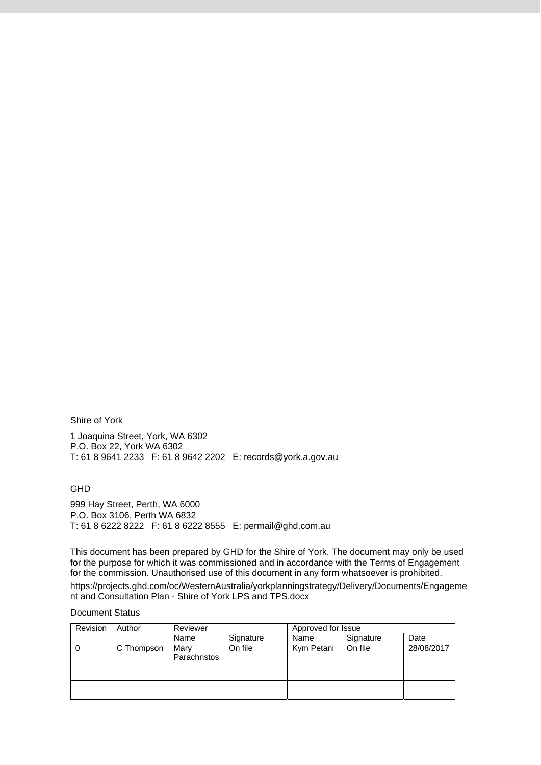Shire of York

1 Joaquina Street, York, WA 6302
P.O. Box 22, York WA 6302
T: 61 8 9641 2233   F: 61 8 9642 2202   E: records@york.a.gov.au

GHD

999 Hay Street, Perth, WA 6000
P.O. Box 3106, Perth WA 6832
T: 61 8 6222 8222   F: 61 8 6222 8555   E: permail@ghd.com.au

This document has been prepared by GHD for the Shire of York. The document may only be used for the purpose for which it was commissioned and in accordance with the Terms of Engagement for the commission. Unauthorised use of this document in any form whatsoever is prohibited.

https://projects.ghd.com/oc/WesternAustralia/yorkplanningstrategy/Delivery/Documents/Engagement and Consultation Plan - Shire of York LPS and TPS.docx

Document Status

| Revision | Author | Reviewer | | Approved for Issue | | |
|---|---|---|---|---|---|---|
| | | Name | Signature | Name | Signature | Date |
| 0 | C Thompson | Mary Parachristos | On file | Kym Petani | On file | 28/08/2017 |
| | | | | | | |
| | | | | | | |